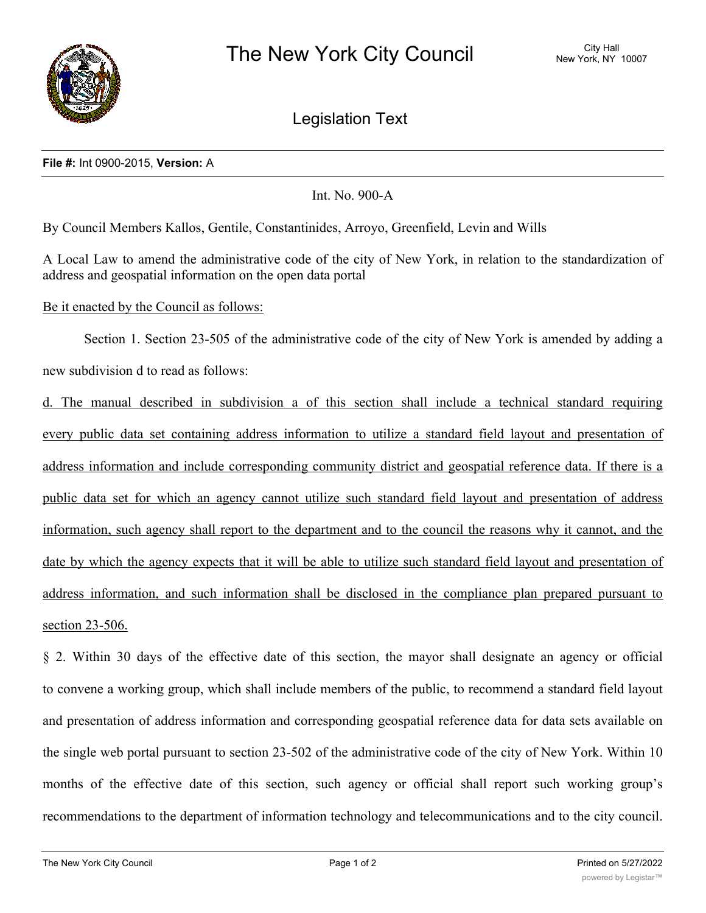# The New York City Council

City Hall
New York, NY 10007

## Legislation Text

**File #:** Int 0900-2015, **Version:** A

Int. No. 900-A

By Council Members Kallos, Gentile, Constantinides, Arroyo, Greenfield, Levin and Wills

A Local Law to amend the administrative code of the city of New York, in relation to the standardization of address and geospatial information on the open data portal

Be it enacted by the Council as follows:

Section 1. Section 23-505 of the administrative code of the city of New York is amended by adding a new subdivision d to read as follows:

d. The manual described in subdivision a of this section shall include a technical standard requiring every public data set containing address information to utilize a standard field layout and presentation of address information and include corresponding community district and geospatial reference data. If there is a public data set for which an agency cannot utilize such standard field layout and presentation of address information, such agency shall report to the department and to the council the reasons why it cannot, and the date by which the agency expects that it will be able to utilize such standard field layout and presentation of address information, and such information shall be disclosed in the compliance plan prepared pursuant to section 23-506.

§ 2. Within 30 days of the effective date of this section, the mayor shall designate an agency or official to convene a working group, which shall include members of the public, to recommend a standard field layout and presentation of address information and corresponding geospatial reference data for data sets available on the single web portal pursuant to section 23-502 of the administrative code of the city of New York. Within 10 months of the effective date of this section, such agency or official shall report such working group's recommendations to the department of information technology and telecommunications and to the city council.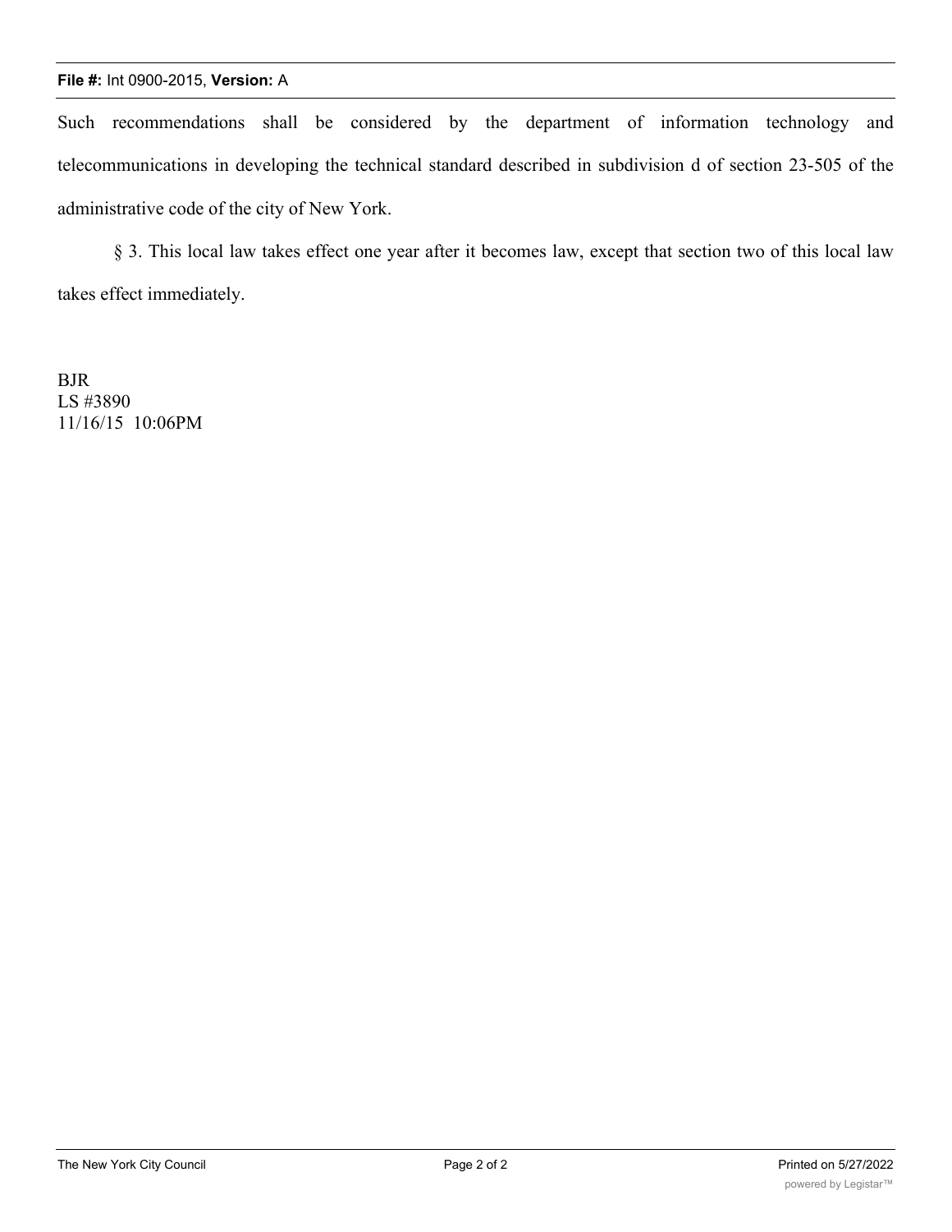Such recommendations shall be considered by the department of information technology and telecommunications in developing the technical standard described in subdivision d of section 23-505 of the administrative code of the city of New York.

§ 3. This local law takes effect one year after it becomes law, except that section two of this local law takes effect immediately.

BJR
LS #3890
11/16/15 10:06PM